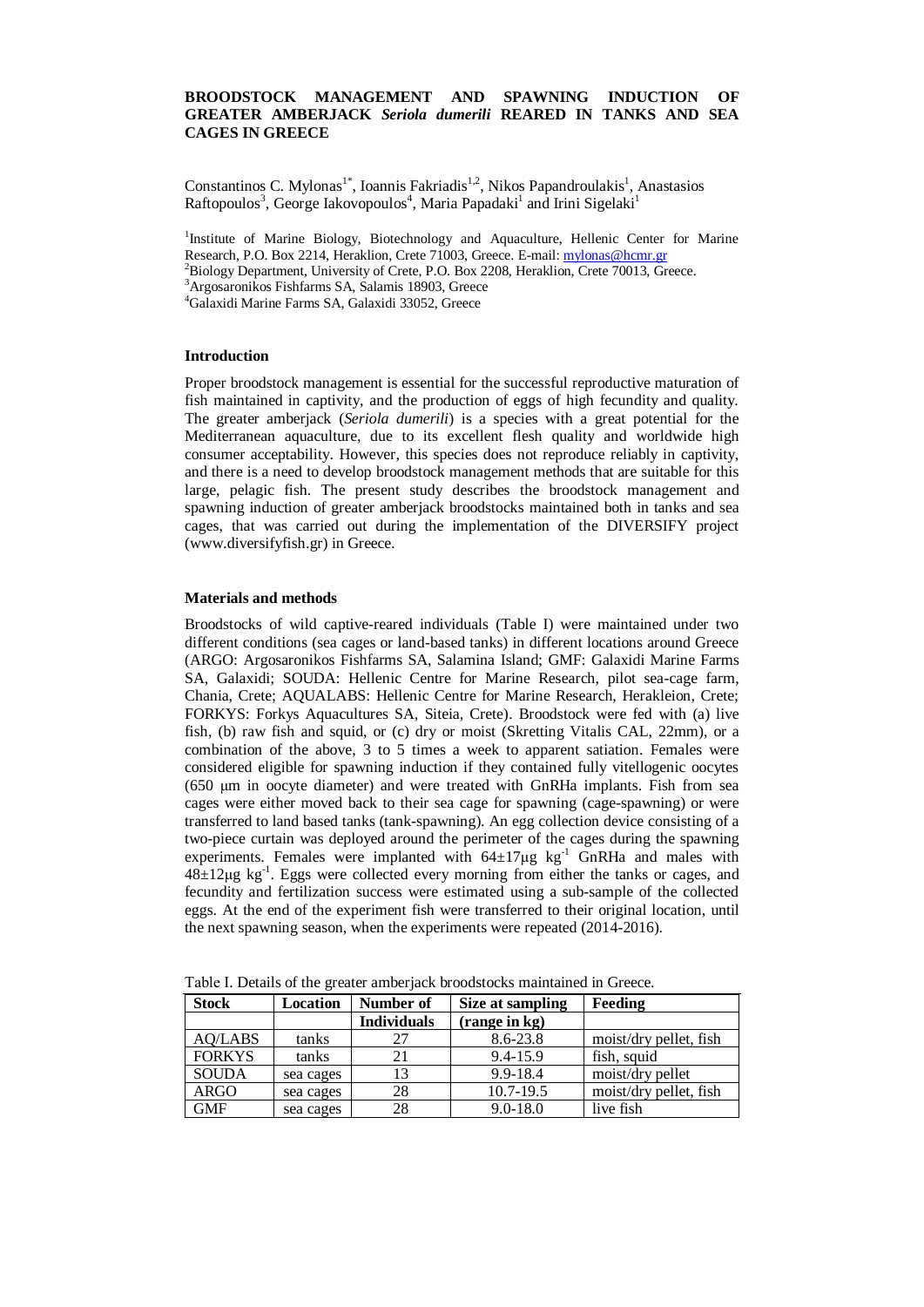# BROODSTOCK MANAGEMENT AND SPAWNING INDUCTION OF GREATER AMBERJACK *Seriola dumerili* REARED IN TANKS AND SEA CAGES IN GREECE

Constantinos C. Mylonas[1*], Ioannis Fakriadis[1,2], Nikos Papandroulakis[1], Anastasios Raftopoulos[3], George Iakovopoulos[4], Maria Papadaki[1] and Irini Sigelaki[1]

[1]Institute of Marine Biology, Biotechnology and Aquaculture, Hellenic Center for Marine Research, P.O. Box 2214, Heraklion, Crete 71003, Greece. E-mail: mylonas@hcmr.gr
[2]Biology Department, University of Crete, P.O. Box 2208, Heraklion, Crete 70013, Greece.
[3]Argosaronikos Fishfarms SA, Salamis 18903, Greece
[4]Galaxidi Marine Farms SA, Galaxidi 33052, Greece

## Introduction

Proper broodstock management is essential for the successful reproductive maturation of fish maintained in captivity, and the production of eggs of high fecundity and quality. The greater amberjack (*Seriola dumerili*) is a species with a great potential for the Mediterranean aquaculture, due to its excellent flesh quality and worldwide high consumer acceptability. However, this species does not reproduce reliably in captivity, and there is a need to develop broodstock management methods that are suitable for this large, pelagic fish. The present study describes the broodstock management and spawning induction of greater amberjack broodstocks maintained both in tanks and sea cages, that was carried out during the implementation of the DIVERSIFY project (www.diversifyfish.gr) in Greece.

## Materials and methods

Broodstocks of wild captive-reared individuals (Table I) were maintained under two different conditions (sea cages or land-based tanks) in different locations around Greece (ARGO: Argosaronikos Fishfarms SA, Salamina Island; GMF: Galaxidi Marine Farms SA, Galaxidi; SOUDA: Hellenic Centre for Marine Research, pilot sea-cage farm, Chania, Crete; AQUALABS: Hellenic Centre for Marine Research, Herakleion, Crete; FORKYS: Forkys Aquacultures SA, Siteia, Crete). Broodstock were fed with (a) live fish, (b) raw fish and squid, or (c) dry or moist (Skretting Vitalis CAL, 22mm), or a combination of the above, 3 to 5 times a week to apparent satiation. Females were considered eligible for spawning induction if they contained fully vitellogenic oocytes (650 μm in oocyte diameter) and were treated with GnRHa implants. Fish from sea cages were either moved back to their sea cage for spawning (cage-spawning) or were transferred to land based tanks (tank-spawning). An egg collection device consisting of a two-piece curtain was deployed around the perimeter of the cages during the spawning experiments. Females were implanted with $64 \pm 17 \mu g\ kg^{-1}$ GnRHa and males with $48 \pm 12 \mu g\ kg^{-1}$. Eggs were collected every morning from either the tanks or cages, and fecundity and fertilization success were estimated using a sub-sample of the collected eggs. At the end of the experiment fish were transferred to their original location, until the next spawning season, when the experiments were repeated (2014-2016).

Table I. Details of the greater amberjack broodstocks maintained in Greece.

| Stock | Location | Number of Individuals | Size at sampling (range in kg) | Feeding |
|---|---|---|---|---|
| AQ/LABS | tanks | 27 | 8.6-23.8 | moist/dry pellet, fish |
| FORKYS | tanks | 21 | 9.4-15.9 | fish, squid |
| SOUDA | sea cages | 13 | 9.9-18.4 | moist/dry pellet |
| ARGO | sea cages | 28 | 10.7-19.5 | moist/dry pellet, fish |
| GMF | sea cages | 28 | 9.0-18.0 | live fish |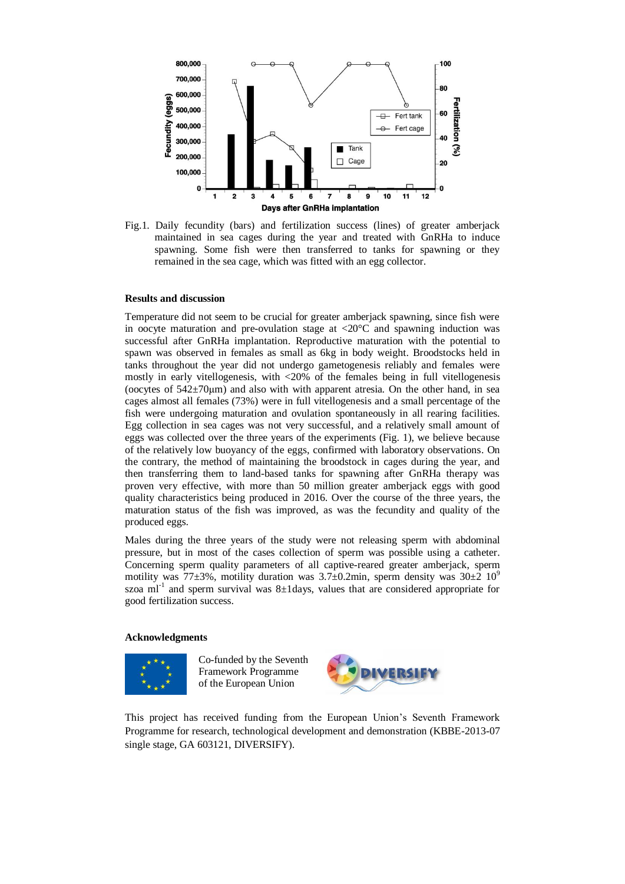800,000
700,000
600,000
500,000
400,000
300,000
200,000
100,000
0

Fecundity (eggs)

100
80
60
40
20
0

Fertilization (%)

Fert tank
Fert cage
Tank
Cage

1 2 3 4 5 6 7 8 9 10 11 12

Days after GnRHa implantation

Fig.1. Daily fecundity (bars) and fertilization success (lines) of greater amberjack maintained in sea cages during the year and treated with GnRHa to induce spawning. Some fish were then transferred to tanks for spawning or they remained in the sea cage, which was fitted with an egg collector.

## Results and discussion

Temperature did not seem to be crucial for greater amberjack spawning, since fish were in oocyte maturation and pre-ovulation stage at <20°C and spawning induction was successful after GnRHa implantation. Reproductive maturation with the potential to spawn was observed in females as small as 6kg in body weight. Broodstocks held in tanks throughout the year did not undergo gametogenesis reliably and females were mostly in early vitellogenesis, with <20% of the females being in full vitellogenesis (oocytes of 542±70μm) and also with with apparent atresia. On the other hand, in sea cages almost all females (73%) were in full vitellogenesis and a small percentage of the fish were undergoing maturation and ovulation spontaneously in all rearing facilities. Egg collection in sea cages was not very successful, and a relatively small amount of eggs was collected over the three years of the experiments (Fig. 1), we believe because of the relatively low buoyancy of the eggs, confirmed with laboratory observations. On the contrary, the method of maintaining the broodstock in cages during the year, and then transferring them to land-based tanks for spawning after GnRHa therapy was proven very effective, with more than 50 million greater amberjack eggs with good quality characteristics being produced in 2016. Over the course of the three years, the maturation status of the fish was improved, as was the fecundity and quality of the produced eggs.

Males during the three years of the study were not releasing sperm with abdominal pressure, but in most of the cases collection of sperm was possible using a catheter. Concerning sperm quality parameters of all captive-reared greater amberjack, sperm motility was 77±3%, motility duration was 3.7±0.2min, sperm density was $30 \pm 2 \ 10^{9}$ szoa $ml^{-1}$ and sperm survival was 8±1days, values that are considered appropriate for good fertilization success.

## Acknowledgments

Co-funded by the Seventh Framework Programme of the European Union

DIVERSIFY

This project has received funding from the European Union's Seventh Framework Programme for research, technological development and demonstration (KBBE-2013-07 single stage, GA 603121, DIVERSIFY).